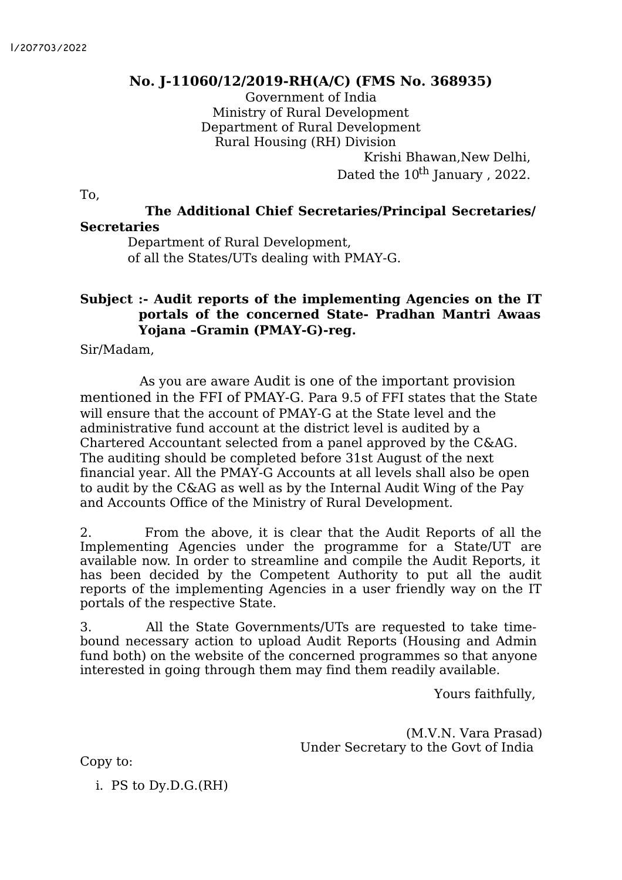I/207703/2022

**No. J-11060/12/2019-RH(A/C) (FMS No. 368935)**

Government of India
Ministry of Rural Development
Department of Rural Development
Rural Housing (RH) Division

Krishi Bhawan,New Delhi,
Dated the 10th January , 2022.

To,

**The Additional Chief Secretaries/Principal Secretaries/ Secretaries**
Department of Rural Development,
of all the States/UTs dealing with PMAY-G.

**Subject :- Audit reports of the implementing Agencies on the IT portals of the concerned State- Pradhan Mantri Awaas Yojana –Gramin (PMAY-G)-reg.**

Sir/Madam,

As you are aware Audit is one of the important provision mentioned in the FFI of PMAY-G. Para 9.5 of FFI states that the State will ensure that the account of PMAY-G at the State level and the administrative fund account at the district level is audited by a Chartered Accountant selected from a panel approved by the C&AG. The auditing should be completed before 31st August of the next financial year. All the PMAY-G Accounts at all levels shall also be open to audit by the C&AG as well as by the Internal Audit Wing of the Pay and Accounts Office of the Ministry of Rural Development.

2. From the above, it is clear that the Audit Reports of all the Implementing Agencies under the programme for a State/UT are available now. In order to streamline and compile the Audit Reports, it has been decided by the Competent Authority to put all the audit reports of the implementing Agencies in a user friendly way on the IT portals of the respective State.

3. All the State Governments/UTs are requested to take time-bound necessary action to upload Audit Reports (Housing and Admin fund both) on the website of the concerned programmes so that anyone interested in going through them may find them readily available.

Yours faithfully,

(M.V.N. Vara Prasad)
Under Secretary to the Govt of India

Copy to:

i. PS to Dy.D.G.(RH)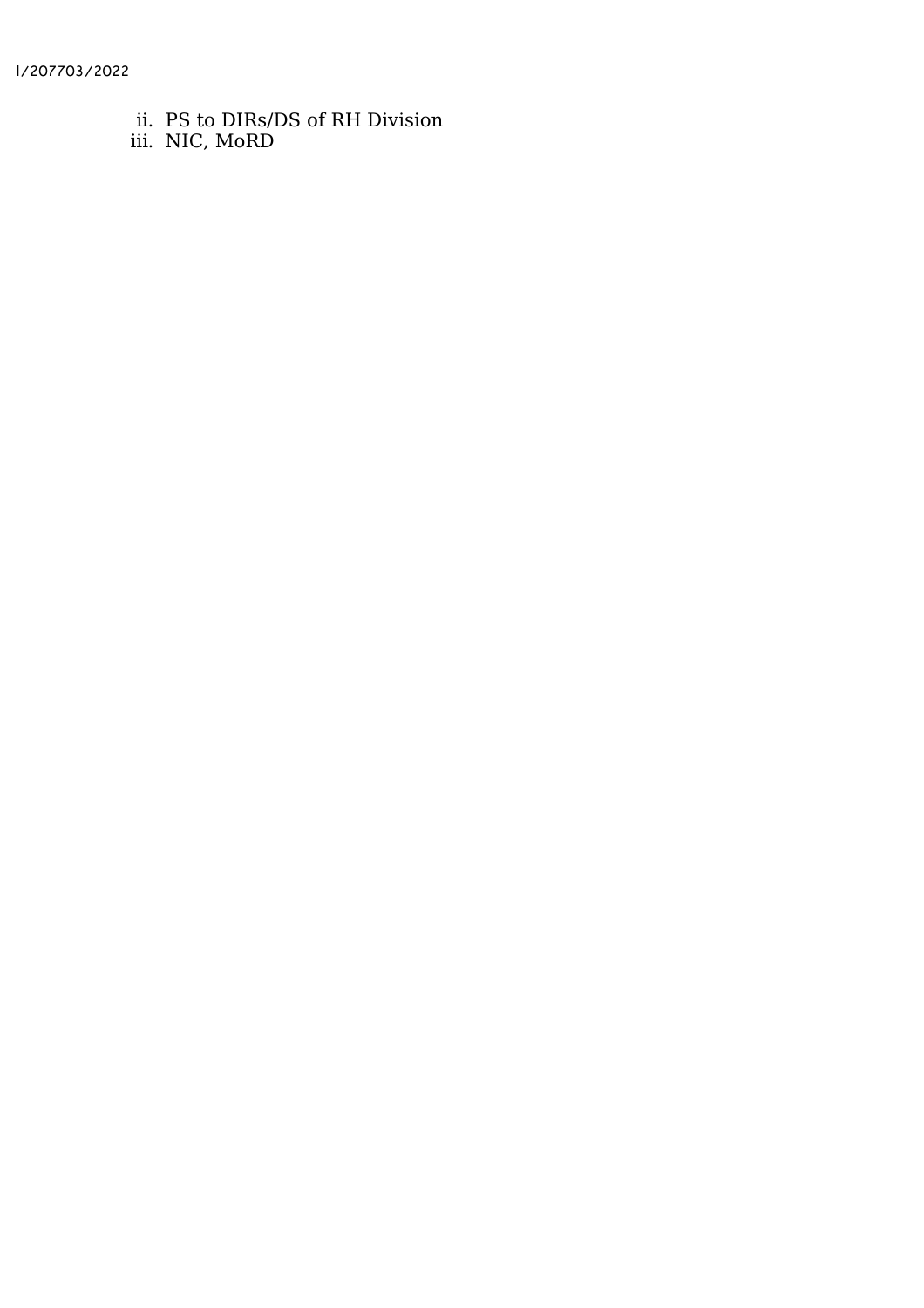ii. PS to DIRs/DS of RH Division
iii. NIC, MoRD